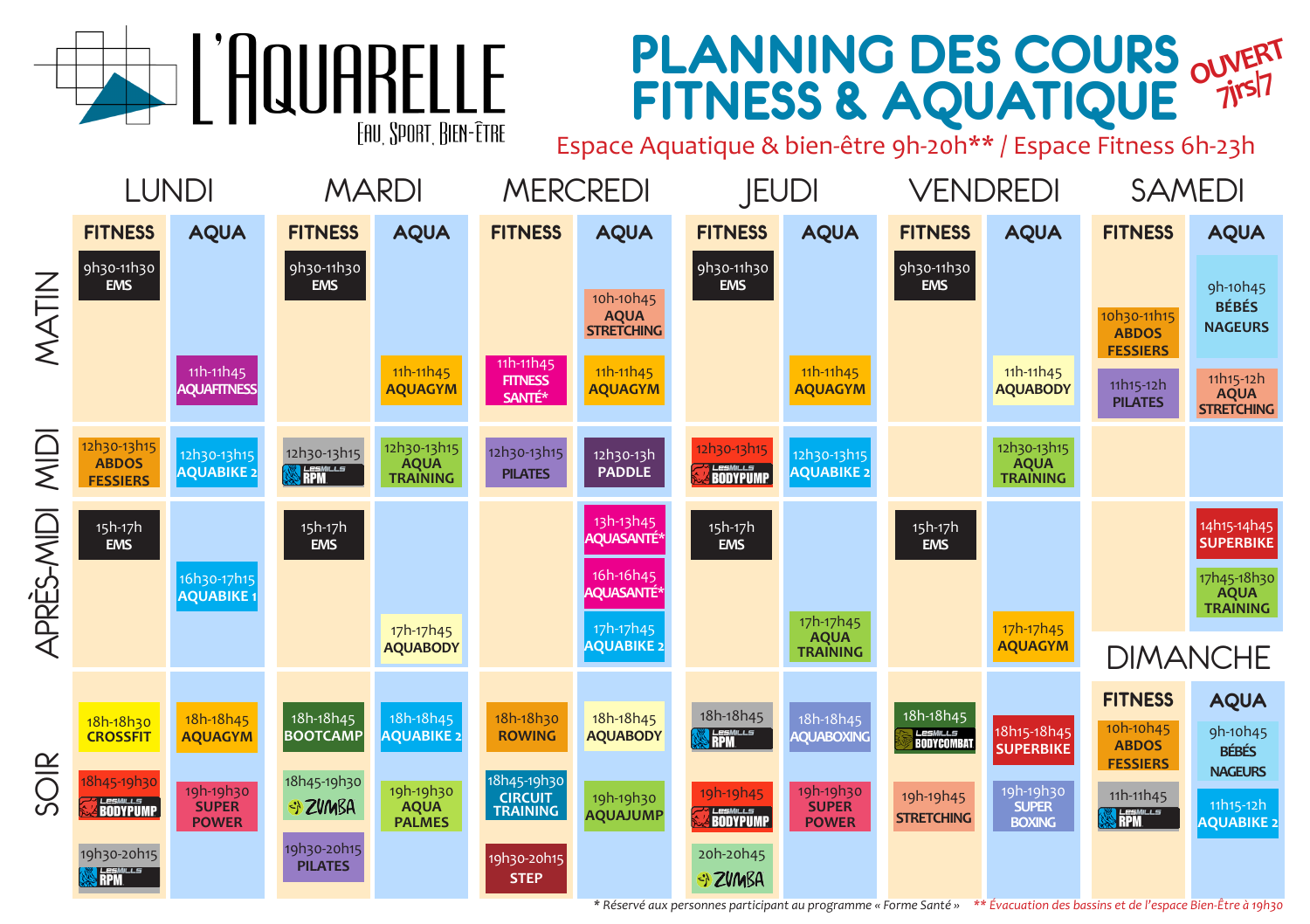# L'AQUARELLE

Eau, Sport, Bien-Être

# PLANNING DES COURS FITNESS & AQUATIQUE

OUVERT 7jrs/7

Espace Aquatique & bien-être 9h-20h** / Espace Fitness 6h-23h

| | LUNDI FITNESS | LUNDI AQUA | MARDI FITNESS | MARDI AQUA | MERCREDI FITNESS | MERCREDI AQUA | JEUDI FITNESS | JEUDI AQUA | VENDREDI FITNESS | VENDREDI AQUA | SAMEDI FITNESS | SAMEDI AQUA |
|---|---|---|---|---|---|---|---|---|---|---|---|---|
| MATIN | 9h30-11h30 EMS | 11h-11h45 AQUAFITNESS | 9h30-11h30 EMS | 11h-11h45 AQUAGYM | 11h-11h45 FITNESS SANTÉ* | 10h-10h45 AQUA STRETCHING<br>11h-11h45 AQUAGYM | 9h30-11h30 EMS | 11h-11h45 AQUAGYM | 9h30-11h30 EMS | 11h-11h45 AQUABODY | 10h30-11h15 ABDOS FESSIERS<br>11h15-12h PILATES | 9h-10h45 BÉBÉS NAGEURS<br>11h15-12h AQUA STRETCHING |
| MIDI | 12h30-13h15 ABDOS FESSIERS | 12h30-13h15 AQUABIKE 2 | 12h30-13h15 LESMILLS RPM | 12h30-13h15 AQUA TRAINING | 12h30-13h15 PILATES | 12h30-13h PADDLE | 12h30-13h15 LESMILLS BODYPUMP | 12h30-13h15 AQUABIKE 2 | | 12h30-13h15 AQUA TRAINING | | |
| APRÈS-MIDI | 15h-17h EMS | 16h30-17h15 AQUABIKE 1 | 15h-17h EMS | 17h-17h45 AQUABODY | | 13h-13h45 AQUASANTÉ*<br>16h-16h45 AQUASANTÉ*<br>17h-17h45 AQUABIKE 2 | 15h-17h EMS | 17h-17h45 AQUA TRAINING | 15h-17h EMS | 17h-17h45 AQUAGYM | | 14h15-14h45 SUPERBIKE<br>17h45-18h30 AQUA TRAINING |
| SOIR | 18h-18h30 CROSSFIT<br>18h45-19h30 LESMILLS BODYPUMP<br>19h30-20h15 LESMILLS RPM | 18h-18h45 AQUAGYM<br>19h-19h30 SUPER POWER | 18h-18h45 BOOTCAMP<br>18h45-19h30 ZUMBA<br>19h30-20h15 PILATES | 18h-18h45 AQUABIKE 2<br>19h-19h30 AQUA PALMES | 18h-18h30 ROWING<br>18h45-19h30 CIRCUIT TRAINING<br>19h30-20h15 STEP | 18h-18h45 AQUABODY<br>19h-19h30 AQUAJUMP | 18h-18h45 LESMILLS RPM<br>19h-19h45 LESMILLS BODYPUMP<br>20h-20h45 ZUMBA | 18h-18h45 AQUABOXING<br>19h-19h30 SUPER POWER | 18h-18h45 LESMILLS BODYCOMBAT<br>19h-19h45 STRETCHING | 18h15-18h45 SUPERBIKE<br>19h-19h30 SUPER BOXING | | |

## DIMANCHE

| FITNESS | AQUA |
|---|---|
| 10h-10h45 ABDOS FESSIERS | 9h-10h45 BÉBÉS NAGEURS |
| 11h-11h45 LESMILLS RPM | 11h15-12h AQUABIKE 2 |

*\* Réservé aux personnes participant au programme « Forme Santé »*   *\*\* Évacuation des bassins et de l'espace Bien-Être à 19h30*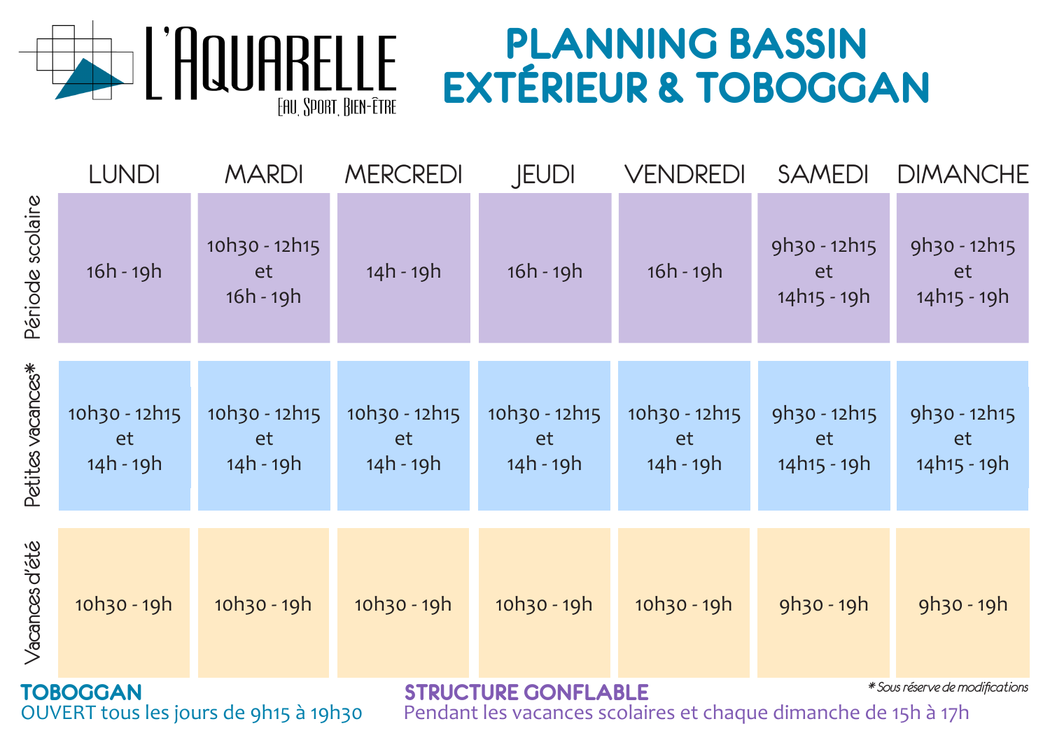# L'AQUARELLE

Eau, Sport, Bien-Être

# PLANNING BASSIN EXTÉRIEUR & TOBOGGAN

| | LUNDI | MARDI | MERCREDI | JEUDI | VENDREDI | SAMEDI | DIMANCHE |
|---|---|---|---|---|---|---|---|
| Période scolaire | 16h - 19h | 10h30 - 12h15 et 16h - 19h | 14h - 19h | 16h - 19h | 16h - 19h | 9h30 - 12h15 et 14h15 - 19h | 9h30 - 12h15 et 14h15 - 19h |
| Petites vacances* | 10h30 - 12h15 et 14h - 19h | 10h30 - 12h15 et 14h - 19h | 10h30 - 12h15 et 14h - 19h | 10h30 - 12h15 et 14h - 19h | 10h30 - 12h15 et 14h - 19h | 9h30 - 12h15 et 14h15 - 19h | 9h30 - 12h15 et 14h15 - 19h |
| Vacances d'été | 10h30 - 19h | 10h30 - 19h | 10h30 - 19h | 10h30 - 19h | 10h30 - 19h | 9h30 - 19h | 9h30 - 19h |

*Sous réserve de modifications*

**TOBOGGAN**
OUVERT tous les jours de 9h15 à 19h30

**STRUCTURE GONFLABLE**
Pendant les vacances scolaires et chaque dimanche de 15h à 17h